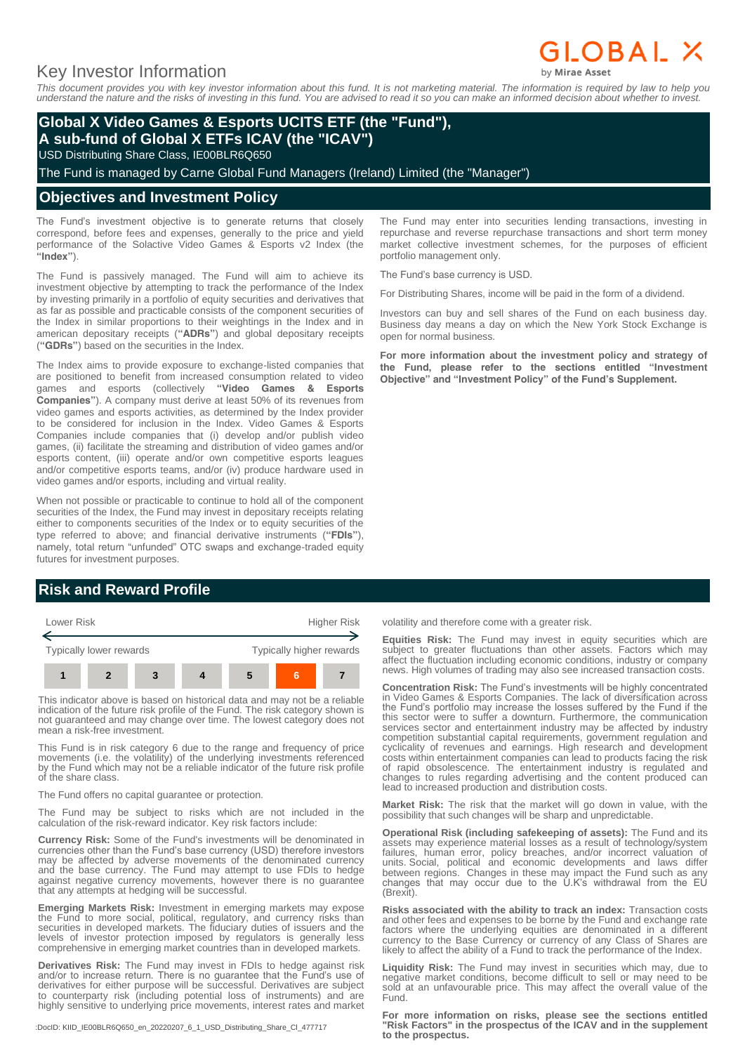# Key Investor Information

*This document provides you with key investor information about this fund. It is not marketing material. The information is required by law to help you understand the nature and the risks of investing in this fund. You are advised to read it so you can make an informed decision about whether to invest.*

## Global X Video Games & Esports UCITS ETF (the "Fund"), A sub-fund of Global X ETFs ICAV (the "ICAV")

USD Distributing Share Class, IE00BLR6Q650

The Fund is managed by Carne Global Fund Managers (Ireland) Limited (the "Manager")

## Objectives and Investment Policy

The Fund's investment objective is to generate returns that closely correspond, before fees and expenses, generally to the price and yield performance of the Solactive Video Games & Esports v2 Index (the **"Index"**).

The Fund is passively managed. The Fund will aim to achieve its investment objective by attempting to track the performance of the Index by investing primarily in a portfolio of equity securities and derivatives that as far as possible and practicable consists of the component securities of the Index in similar proportions to their weightings in the Index and in american depositary receipts (**"ADRs"**) and global depositary receipts (**"GDRs"**) based on the securities in the Index.

The Index aims to provide exposure to exchange-listed companies that are positioned to benefit from increased consumption related to video games and esports (collectively **"Video Games & Esports Companies"**). A company must derive at least 50% of its revenues from video games and esports activities, as determined by the Index provider to be considered for inclusion in the Index. Video Games & Esports Companies include companies that (i) develop and/or publish video games, (ii) facilitate the streaming and distribution of video games and/or esports content, (iii) operate and/or own competitive esports leagues and/or competitive esports teams, and/or (iv) produce hardware used in video games and/or esports, including and virtual reality.

When not possible or practicable to continue to hold all of the component securities of the Index, the Fund may invest in depositary receipts relating either to components securities of the Index or to equity securities of the type referred to above; and financial derivative instruments (**"FDIs"**), namely, total return "unfunded" OTC swaps and exchange-traded equity futures for investment purposes.

The Fund may enter into securities lending transactions, investing in repurchase and reverse repurchase transactions and short term money market collective investment schemes, for the purposes of efficient portfolio management only.

The Fund's base currency is USD.

For Distributing Shares, income will be paid in the form of a dividend.

Investors can buy and sell shares of the Fund on each business day. Business day means a day on which the New York Stock Exchange is open for normal business.

**For more information about the investment policy and strategy of the Fund, please refer to the sections entitled "Investment Objective" and "Investment Policy" of the Fund's Supplement.**

## Risk and Reward Profile

Lower Risk ← → Higher Risk

Typically lower rewards — Typically higher rewards

| 1 | 2 | 3 | 4 | 5 | **6** | 7 |
|---|---|---|---|---|---|---|

This indicator above is based on historical data and may not be a reliable indication of the future risk profile of the Fund. The risk category shown is not guaranteed and may change over time. The lowest category does not mean a risk-free investment.

This Fund is in risk category 6 due to the range and frequency of price movements (i.e. the volatility) of the underlying investments referenced by the Fund which may not be a reliable indicator of the future risk profile of the share class.

The Fund offers no capital guarantee or protection.

The Fund may be subject to risks which are not included in the calculation of the risk-reward indicator. Key risk factors include:

**Currency Risk:** Some of the Fund's investments will be denominated in currencies other than the Fund's base currency (USD) therefore investors may be affected by adverse movements of the denominated currency and the base currency. The Fund may attempt to use FDIs to hedge against negative currency movements, however there is no guarantee that any attempts at hedging will be successful.

**Emerging Markets Risk:** Investment in emerging markets may expose the Fund to more social, political, regulatory, and currency risks than securities in developed markets. The fiduciary duties of issuers and the levels of investor protection imposed by regulators is generally less comprehensive in emerging market countries than in developed markets.

**Derivatives Risk:** The Fund may invest in FDIs to hedge against risk and/or to increase return. There is no guarantee that the Fund's use of derivatives for either purpose will be successful. Derivatives are subject to counterparty risk (including potential loss of instruments) and are highly sensitive to underlying price movements, interest rates and market volatility and therefore come with a greater risk.

**Equities Risk:** The Fund may invest in equity securities which are subject to greater fluctuations than other assets. Factors which may affect the fluctuation including economic conditions, industry or company news. High volumes of trading may also see increased transaction costs.

**Concentration Risk:** The Fund's investments will be highly concentrated in Video Games & Esports Companies. The lack of diversification across the Fund's portfolio may increase the losses suffered by the Fund if the this sector were to suffer a downturn. Furthermore, the communication services sector and entertainment industry may be affected by industry competition substantial capital requirements, government regulation and cyclicality of revenues and earnings. High research and development costs within entertainment companies can lead to products facing the risk of rapid obsolescence. The entertainment industry is regulated and changes to rules regarding advertising and the content produced can lead to increased production and distribution costs.

**Market Risk:** The risk that the market will go down in value, with the possibility that such changes will be sharp and unpredictable.

**Operational Risk (including safekeeping of assets):** The Fund and its assets may experience material losses as a result of technology/system failures, human error, policy breaches, and/or incorrect valuation of units. Social, political and economic developments and laws differ between regions. Changes in these may impact the Fund such as any changes that may occur due to the U.K's withdrawal from the EU (Brexit).

**Risks associated with the ability to track an index:** Transaction costs and other fees and expenses to be borne by the Fund and exchange rate factors where the underlying equities are denominated in a different currency to the Base Currency or currency of any Class of Shares are likely to affect the ability of a Fund to track the performance of the Index.

**Liquidity Risk:** The Fund may invest in securities which may, due to negative market conditions, become difficult to sell or may need to be sold at an unfavourable price. This may affect the overall value of the Fund.

**For more information on risks, please see the sections entitled "Risk Factors" in the prospectus of the ICAV and in the supplement to the prospectus.**

:DocID: KIID_IE00BLR6Q650_en_20220207_6_1_USD_Distributing_Share_Cl_477717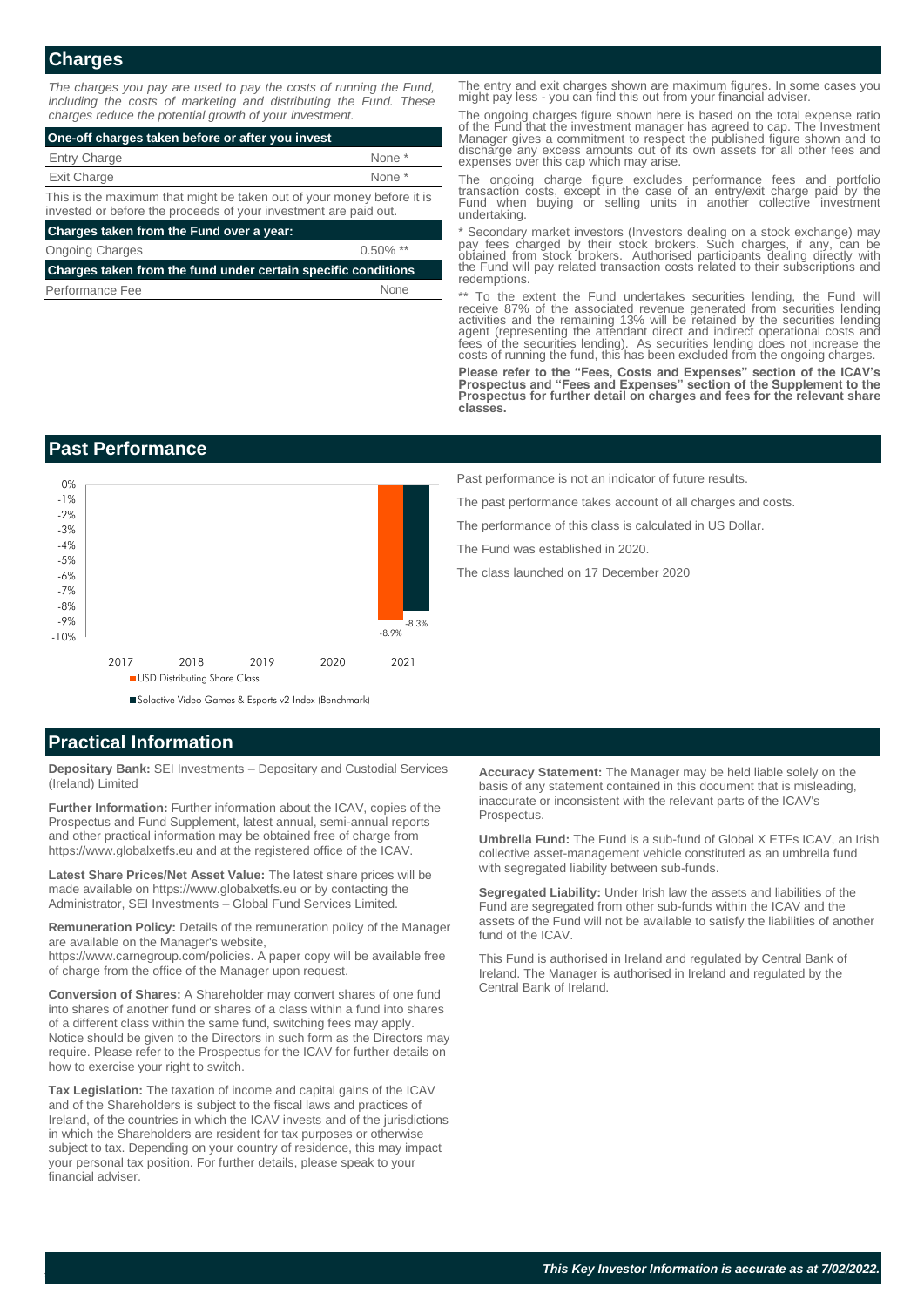## Charges

*The charges you pay are used to pay the costs of running the Fund, including the costs of marketing and distributing the Fund. These charges reduce the potential growth of your investment.*

| One-off charges taken before or after you invest | |
|---|---|
| Entry Charge | None * |
| Exit Charge | None * |

This is the maximum that might be taken out of your money before it is invested or before the proceeds of your investment are paid out.

| Charges taken from the Fund over a year: | |
|---|---|
| Ongoing Charges | 0.50% ** |
| **Charges taken from the fund under certain specific conditions** | |
| Performance Fee | None |

The entry and exit charges shown are maximum figures. In some cases you might pay less - you can find this out from your financial adviser.

The ongoing charges figure shown here is based on the total expense ratio of the Fund that the investment manager has agreed to cap. The Investment Manager gives a commitment to respect the published figure shown and to discharge any excess amounts out of its own assets for all other fees and expenses over this cap which may arise.

The ongoing charge figure excludes performance fees and portfolio transaction costs, except in the case of an entry/exit charge paid by the Fund when buying or selling units in another collective investment undertaking.

* Secondary market investors (Investors dealing on a stock exchange) may pay fees charged by their stock brokers. Such charges, if any, can be obtained from stock brokers. Authorised participants dealing directly with the Fund will pay related transaction costs related to their subscriptions and redemptions.

** To the extent the Fund undertakes securities lending, the Fund will receive 87% of the associated revenue generated from securities lending activities and the remaining 13% will be retained by the securities lending agent (representing the attendant direct and indirect operational costs and fees of the securities lending). As securities lending does not increase the costs of running the fund, this has been excluded from the ongoing charges.

**Please refer to the "Fees, Costs and Expenses" section of the ICAV's Prospectus and "Fees and Expenses" section of the Supplement to the Prospectus for further detail on charges and fees for the relevant share classes.**

## Past Performance

0%
-1%
-2%
-3%
-4%
-5%
-6%
-7%
-8%
-9%
-10%

-8.9%
-8.3%

2017 2018 2019 2020 2021

USD Distributing Share Class

Solactive Video Games & Esports v2 Index (Benchmark)

Past performance is not an indicator of future results.

The past performance takes account of all charges and costs.

The performance of this class is calculated in US Dollar.

The Fund was established in 2020.

The class launched on 17 December 2020

## Practical Information

**Depositary Bank:** SEI Investments – Depositary and Custodial Services (Ireland) Limited

**Further Information:** Further information about the ICAV, copies of the Prospectus and Fund Supplement, latest annual, semi-annual reports and other practical information may be obtained free of charge from https://www.globalxetfs.eu and at the registered office of the ICAV.

**Latest Share Prices/Net Asset Value:** The latest share prices will be made available on https://www.globalxetfs.eu or by contacting the Administrator, SEI Investments – Global Fund Services Limited.

**Remuneration Policy:** Details of the remuneration policy of the Manager are available on the Manager's website, https://www.carnegroup.com/policies. A paper copy will be available free of charge from the office of the Manager upon request.

**Conversion of Shares:** A Shareholder may convert shares of one fund into shares of another fund or shares of a class within a fund into shares of a different class within the same fund, switching fees may apply. Notice should be given to the Directors in such form as the Directors may require. Please refer to the Prospectus for the ICAV for further details on how to exercise your right to switch.

**Tax Legislation:** The taxation of income and capital gains of the ICAV and of the Shareholders is subject to the fiscal laws and practices of Ireland, of the countries in which the ICAV invests and of the jurisdictions in which the Shareholders are resident for tax purposes or otherwise subject to tax. Depending on your country of residence, this may impact your personal tax position. For further details, please speak to your financial adviser.

**Accuracy Statement:** The Manager may be held liable solely on the basis of any statement contained in this document that is misleading, inaccurate or inconsistent with the relevant parts of the ICAV's Prospectus.

**Umbrella Fund:** The Fund is a sub-fund of Global X ETFs ICAV, an Irish collective asset-management vehicle constituted as an umbrella fund with segregated liability between sub-funds.

**Segregated Liability:** Under Irish law the assets and liabilities of the Fund are segregated from other sub-funds within the ICAV and the assets of the Fund will not be available to satisfy the liabilities of another fund of the ICAV.

This Fund is authorised in Ireland and regulated by Central Bank of Ireland. The Manager is authorised in Ireland and regulated by the Central Bank of Ireland.

***This Key Investor Information is accurate as at 7/02/2022.***